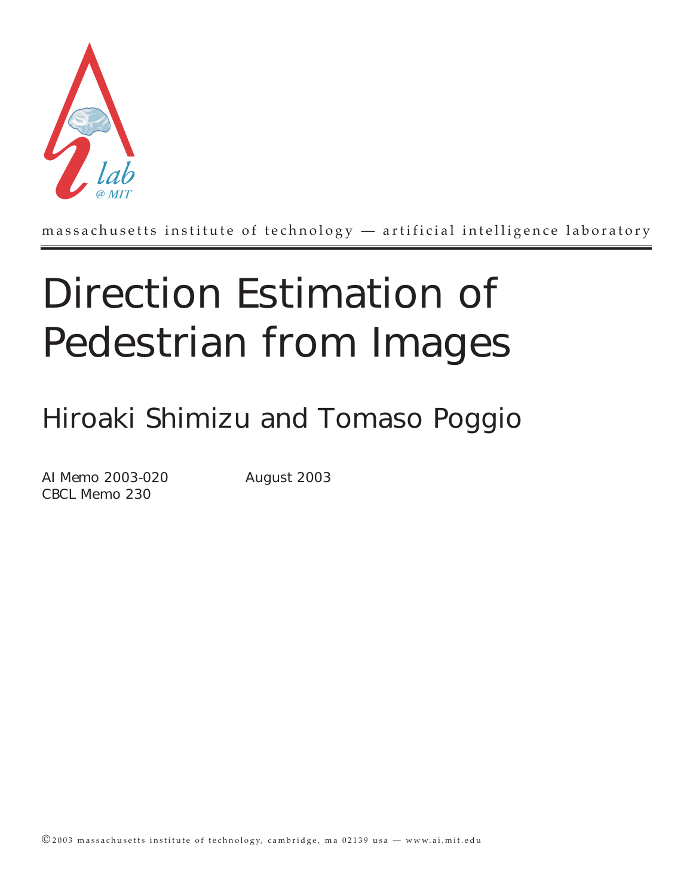massachusetts institute of technology — artificial intelligence laboratory

# Direction Estimation of Pedestrian from Images

## Hiroaki Shimizu and Tomaso Poggio

AI Memo 2003-020
CBCL Memo 230

August 2003

©2003 massachusetts institute of technology, cambridge, ma 02139 usa — www.ai.mit.edu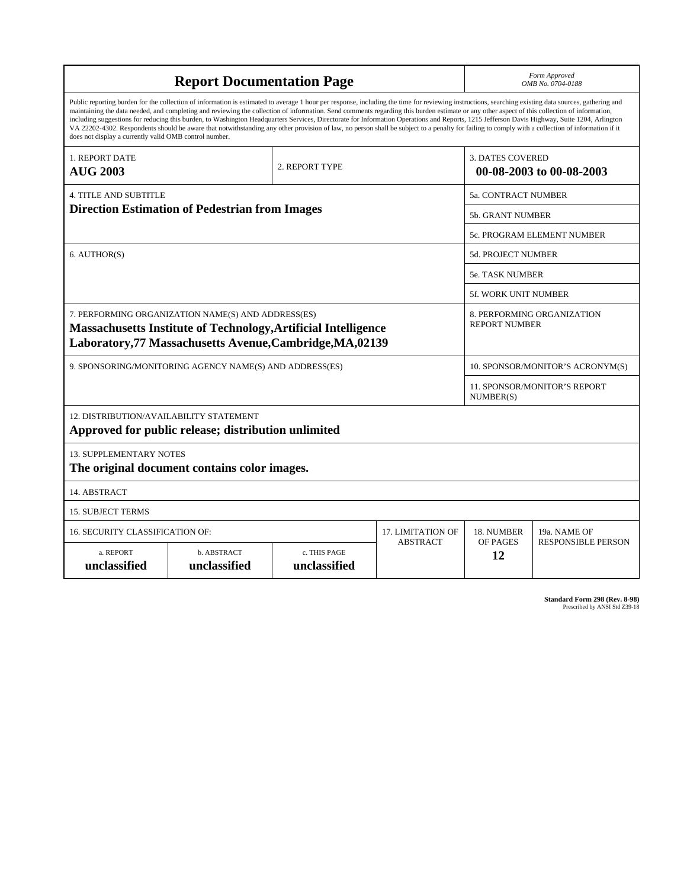# Report Documentation Page

*Form Approved*
*OMB No. 0704-0188*

Public reporting burden for the collection of information is estimated to average 1 hour per response, including the time for reviewing instructions, searching existing data sources, gathering and maintaining the data needed, and completing and reviewing the collection of information. Send comments regarding this burden estimate or any other aspect of this collection of information, including suggestions for reducing this burden, to Washington Headquarters Services, Directorate for Information Operations and Reports, 1215 Jefferson Davis Highway, Suite 1204, Arlington VA 22202-4302. Respondents should be aware that notwithstanding any other provision of law, no person shall be subject to a penalty for failing to comply with a collection of information if it does not display a currently valid OMB control number.

| 1. REPORT DATE | 2. REPORT TYPE | 3. DATES COVERED |
|---|---|---|
| **AUG 2003** | | **00-08-2003 to 00-08-2003** |

| 4. TITLE AND SUBTITLE | 5a. CONTRACT NUMBER |
|---|---|
| **Direction Estimation of Pedestrian from Images** | 5b. GRANT NUMBER |
| | 5c. PROGRAM ELEMENT NUMBER |
| 6. AUTHOR(S) | 5d. PROJECT NUMBER |
| | 5e. TASK NUMBER |
| | 5f. WORK UNIT NUMBER |
| 7. PERFORMING ORGANIZATION NAME(S) AND ADDRESS(ES) **Massachusetts Institute of Technology,Artificial Intelligence Laboratory,77 Massachusetts Avenue,Cambridge,MA,02139** | 8. PERFORMING ORGANIZATION REPORT NUMBER |
| 9. SPONSORING/MONITORING AGENCY NAME(S) AND ADDRESS(ES) | 10. SPONSOR/MONITOR'S ACRONYM(S) |
| | 11. SPONSOR/MONITOR'S REPORT NUMBER(S) |

12. DISTRIBUTION/AVAILABILITY STATEMENT
**Approved for public release; distribution unlimited**

13. SUPPLEMENTARY NOTES
**The original document contains color images.**

14. ABSTRACT

15. SUBJECT TERMS

| 16. SECURITY CLASSIFICATION OF: | | | 17. LIMITATION OF ABSTRACT | 18. NUMBER OF PAGES | 19a. NAME OF RESPONSIBLE PERSON |
|---|---|---|---|---|---|
| a. REPORT | b. ABSTRACT | c. THIS PAGE | | | |
| **unclassified** | **unclassified** | **unclassified** | | **12** | |

**Standard Form 298 (Rev. 8-98)**
Prescribed by ANSI Std Z39-18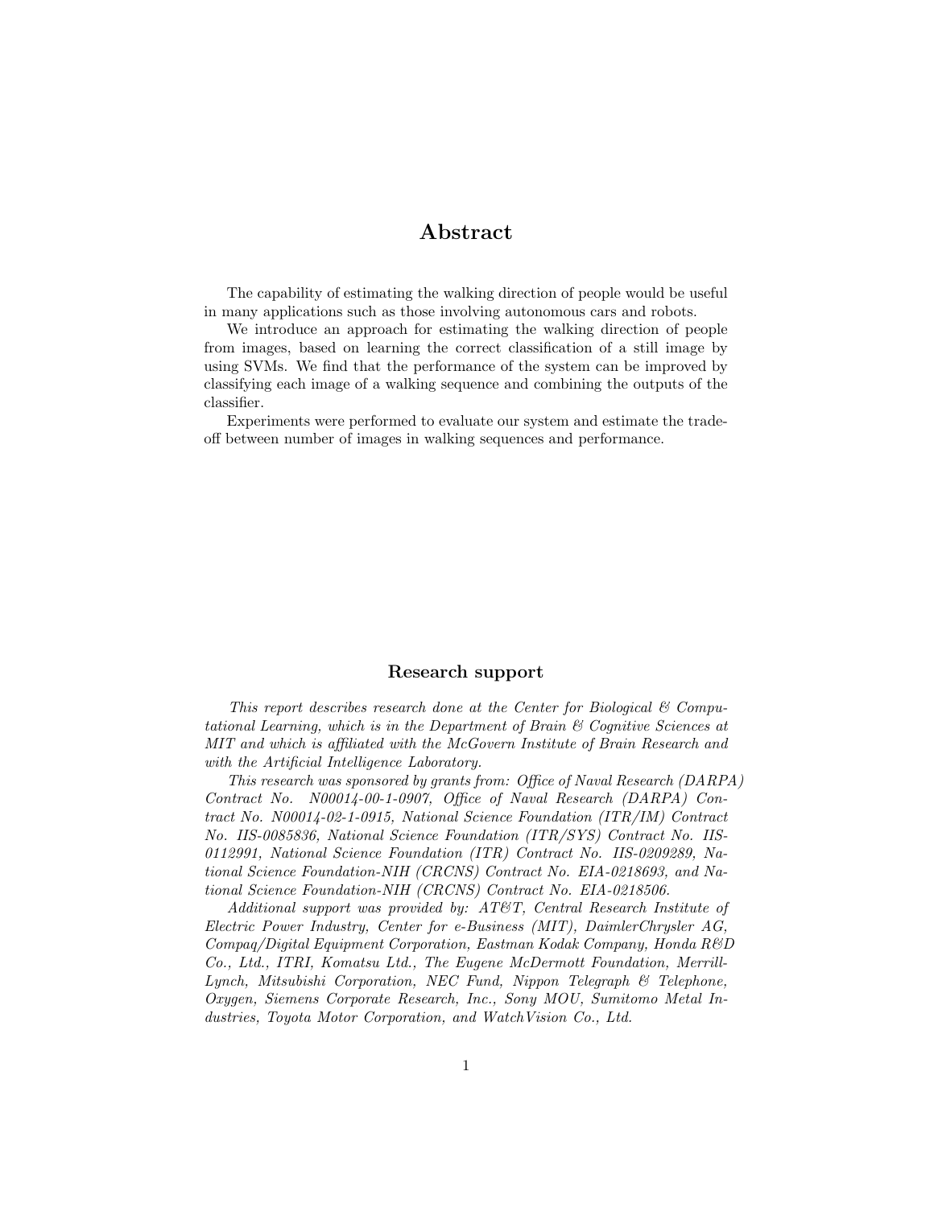## Abstract

The capability of estimating the walking direction of people would be useful in many applications such as those involving autonomous cars and robots.

We introduce an approach for estimating the walking direction of people from images, based on learning the correct classification of a still image by using SVMs. We find that the performance of the system can be improved by classifying each image of a walking sequence and combining the outputs of the classifier.

Experiments were performed to evaluate our system and estimate the trade-off between number of images in walking sequences and performance.

### Research support

*This report describes research done at the Center for Biological & Computational Learning, which is in the Department of Brain & Cognitive Sciences at MIT and which is affiliated with the McGovern Institute of Brain Research and with the Artificial Intelligence Laboratory.*

*This research was sponsored by grants from: Office of Naval Research (DARPA) Contract No. N00014-00-1-0907, Office of Naval Research (DARPA) Contract No. N00014-02-1-0915, National Science Foundation (ITR/IM) Contract No. IIS-0085836, National Science Foundation (ITR/SYS) Contract No. IIS-0112991, National Science Foundation (ITR) Contract No. IIS-0209289, National Science Foundation-NIH (CRCNS) Contract No. EIA-0218693, and National Science Foundation-NIH (CRCNS) Contract No. EIA-0218506.*

*Additional support was provided by: AT&T, Central Research Institute of Electric Power Industry, Center for e-Business (MIT), DaimlerChrysler AG, Compaq/Digital Equipment Corporation, Eastman Kodak Company, Honda R&D Co., Ltd., ITRI, Komatsu Ltd., The Eugene McDermott Foundation, Merrill-Lynch, Mitsubishi Corporation, NEC Fund, Nippon Telegraph & Telephone, Oxygen, Siemens Corporate Research, Inc., Sony MOU, Sumitomo Metal Industries, Toyota Motor Corporation, and WatchVision Co., Ltd.*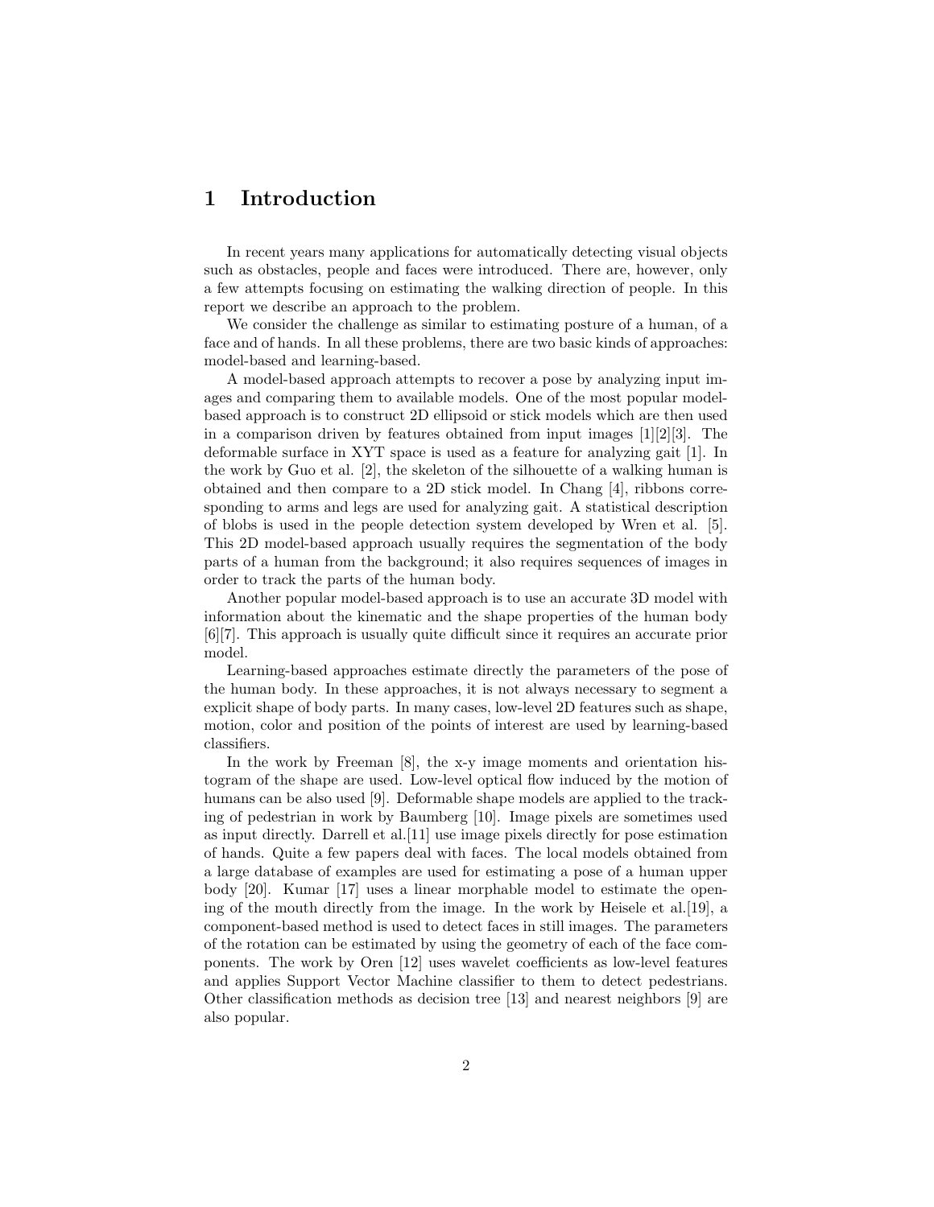# 1 Introduction

In recent years many applications for automatically detecting visual objects such as obstacles, people and faces were introduced. There are, however, only a few attempts focusing on estimating the walking direction of people. In this report we describe an approach to the problem.

We consider the challenge as similar to estimating posture of a human, of a face and of hands. In all these problems, there are two basic kinds of approaches: model-based and learning-based.

A model-based approach attempts to recover a pose by analyzing input images and comparing them to available models. One of the most popular model-based approach is to construct 2D ellipsoid or stick models which are then used in a comparison driven by features obtained from input images [1][2][3]. The deformable surface in XYT space is used as a feature for analyzing gait [1]. In the work by Guo et al. [2], the skeleton of the silhouette of a walking human is obtained and then compare to a 2D stick model. In Chang [4], ribbons corresponding to arms and legs are used for analyzing gait. A statistical description of blobs is used in the people detection system developed by Wren et al. [5]. This 2D model-based approach usually requires the segmentation of the body parts of a human from the background; it also requires sequences of images in order to track the parts of the human body.

Another popular model-based approach is to use an accurate 3D model with information about the kinematic and the shape properties of the human body [6][7]. This approach is usually quite difficult since it requires an accurate prior model.

Learning-based approaches estimate directly the parameters of the pose of the human body. In these approaches, it is not always necessary to segment a explicit shape of body parts. In many cases, low-level 2D features such as shape, motion, color and position of the points of interest are used by learning-based classifiers.

In the work by Freeman [8], the x-y image moments and orientation histogram of the shape are used. Low-level optical flow induced by the motion of humans can be also used [9]. Deformable shape models are applied to the tracking of pedestrian in work by Baumberg [10]. Image pixels are sometimes used as input directly. Darrell et al.[11] use image pixels directly for pose estimation of hands. Quite a few papers deal with faces. The local models obtained from a large database of examples are used for estimating a pose of a human upper body [20]. Kumar [17] uses a linear morphable model to estimate the opening of the mouth directly from the image. In the work by Heisele et al.[19], a component-based method is used to detect faces in still images. The parameters of the rotation can be estimated by using the geometry of each of the face components. The work by Oren [12] uses wavelet coefficients as low-level features and applies Support Vector Machine classifier to them to detect pedestrians. Other classification methods as decision tree [13] and nearest neighbors [9] are also popular.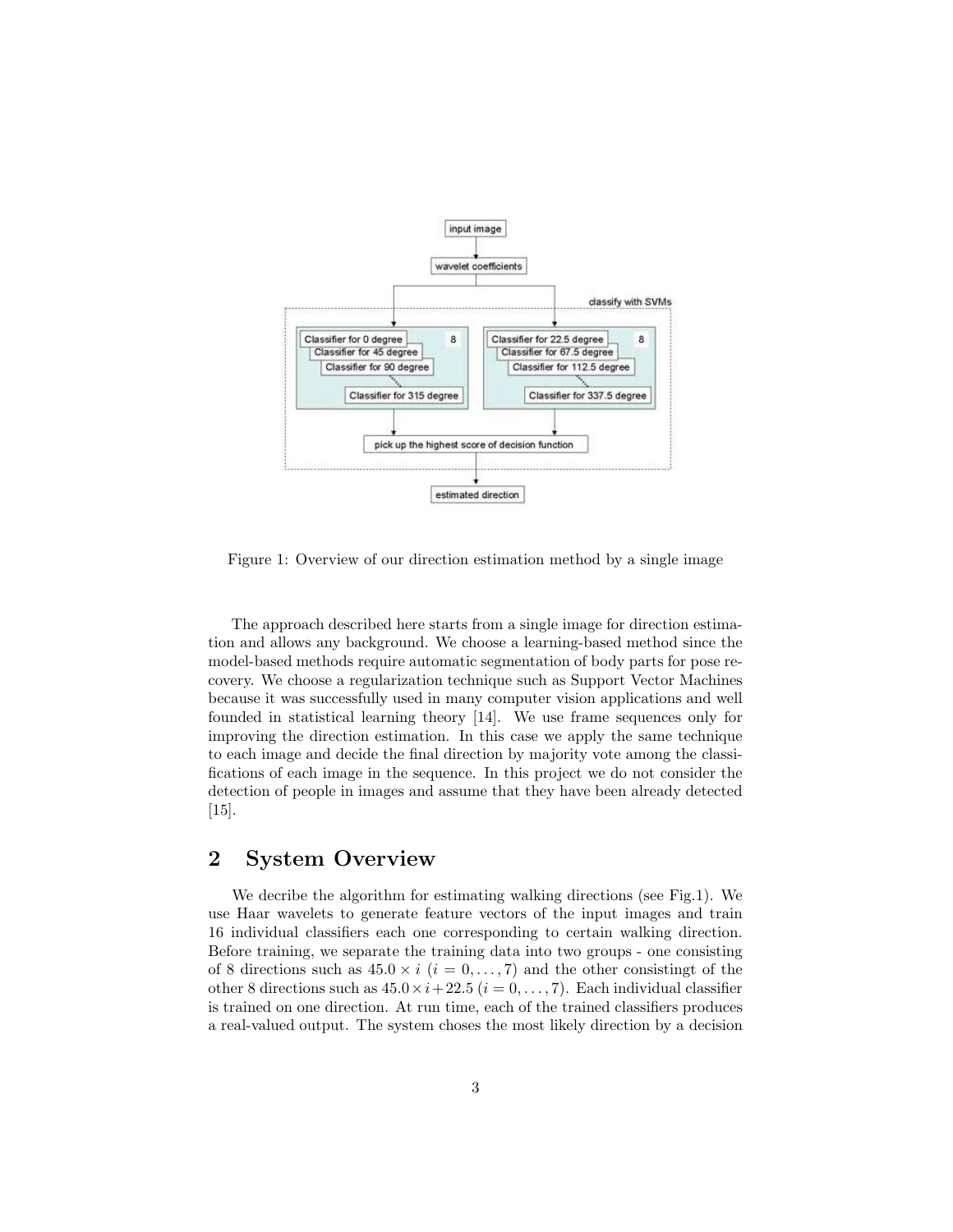Figure 1: Overview of our direction estimation method by a single image

The approach described here starts from a single image for direction estimation and allows any background. We choose a learning-based method since the model-based methods require automatic segmentation of body parts for pose recovery. We choose a regularization technique such as Support Vector Machines because it was successfully used in many computer vision applications and well founded in statistical learning theory [14]. We use frame sequences only for improving the direction estimation. In this case we apply the same technique to each image and decide the final direction by majority vote among the classifications of each image in the sequence. In this project we do not consider the detection of people in images and assume that they have been already detected [15].

## 2 System Overview

We decribe the algorithm for estimating walking directions (see Fig.1). We use Haar wavelets to generate feature vectors of the input images and train 16 individual classifiers each one corresponding to certain walking direction. Before training, we separate the training data into two groups - one consisting of 8 directions such as $45.0 \times i$ $(i = 0, \ldots, 7)$ and the other consistingt of the other 8 directions such as $45.0 \times i + 22.5$ $(i = 0, \ldots, 7)$. Each individual classifier is trained on one direction. At run time, each of the trained classifiers produces a real-valued output. The system choses the most likely direction by a decision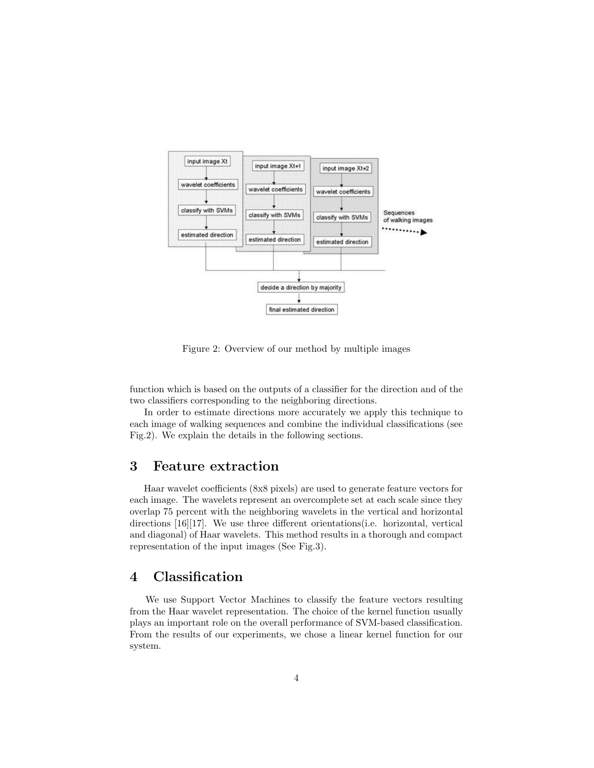Figure 2: Overview of our method by multiple images

function which is based on the outputs of a classifier for the direction and of the two classifiers corresponding to the neighboring directions.

In order to estimate directions more accurately we apply this technique to each image of walking sequences and combine the individual classifications (see Fig.2). We explain the details in the following sections.

## 3 Feature extraction

Haar wavelet coefficients (8x8 pixels) are used to generate feature vectors for each image. The wavelets represent an overcomplete set at each scale since they overlap 75 percent with the neighboring wavelets in the vertical and horizontal directions [16][17]. We use three different orientations(i.e. horizontal, vertical and diagonal) of Haar wavelets. This method results in a thorough and compact representation of the input images (See Fig.3).

## 4 Classification

We use Support Vector Machines to classify the feature vectors resulting from the Haar wavelet representation. The choice of the kernel function usually plays an important role on the overall performance of SVM-based classification. From the results of our experiments, we chose a linear kernel function for our system.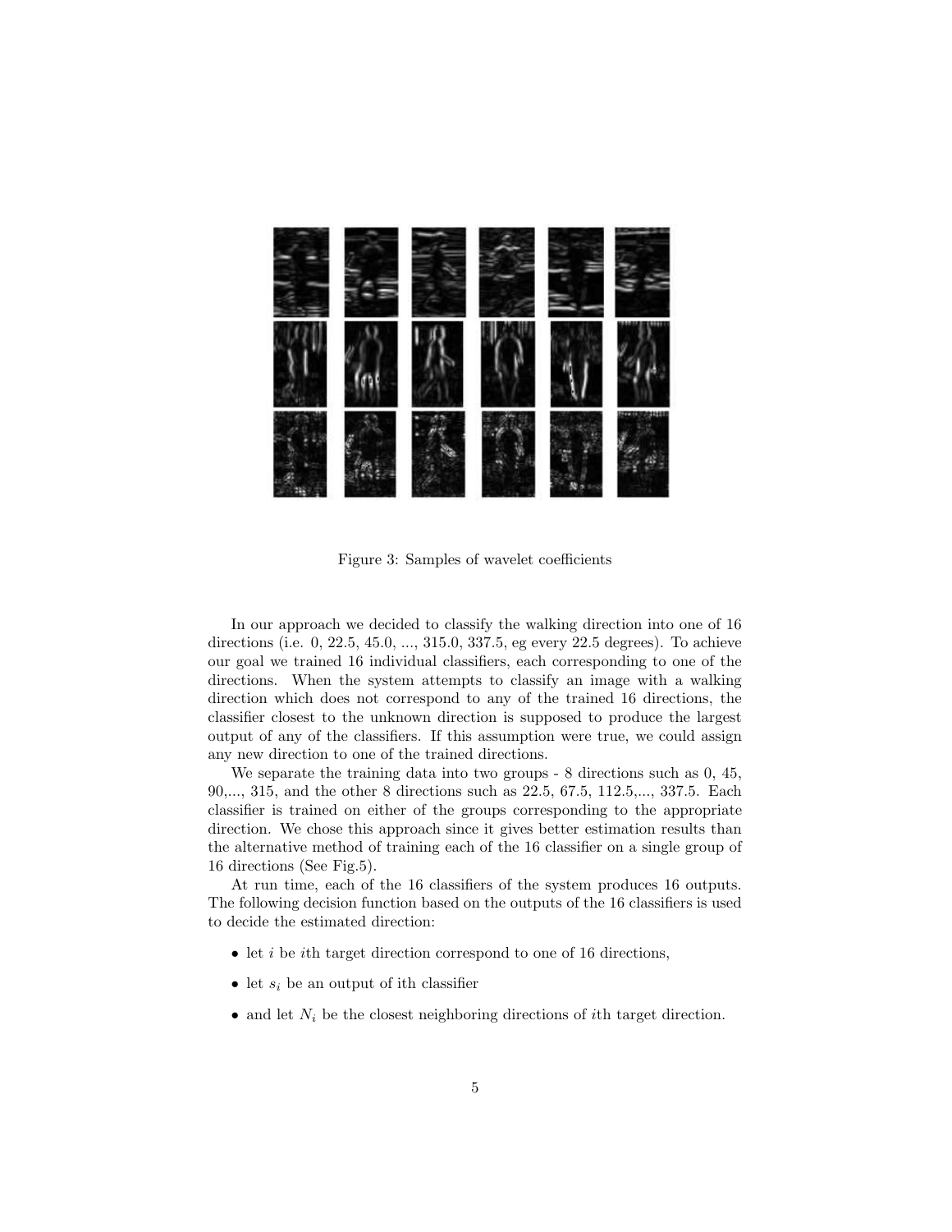Figure 3: Samples of wavelet coefficients

In our approach we decided to classify the walking direction into one of 16 directions (i.e. 0, 22.5, 45.0, ..., 315.0, 337.5, eg every 22.5 degrees). To achieve our goal we trained 16 individual classifiers, each corresponding to one of the directions. When the system attempts to classify an image with a walking direction which does not correspond to any of the trained 16 directions, the classifier closest to the unknown direction is supposed to produce the largest output of any of the classifiers. If this assumption were true, we could assign any new direction to one of the trained directions.

We separate the training data into two groups - 8 directions such as 0, 45, 90,..., 315, and the other 8 directions such as 22.5, 67.5, 112.5,..., 337.5. Each classifier is trained on either of the groups corresponding to the appropriate direction. We chose this approach since it gives better estimation results than the alternative method of training each of the 16 classifier on a single group of 16 directions (See Fig.5).

At run time, each of the 16 classifiers of the system produces 16 outputs. The following decision function based on the outputs of the 16 classifiers is used to decide the estimated direction:

- let $i$ be $i$th target direction correspond to one of 16 directions,
- let $s_i$ be an output of ith classifier
- and let $N_i$ be the closest neighboring directions of $i$th target direction.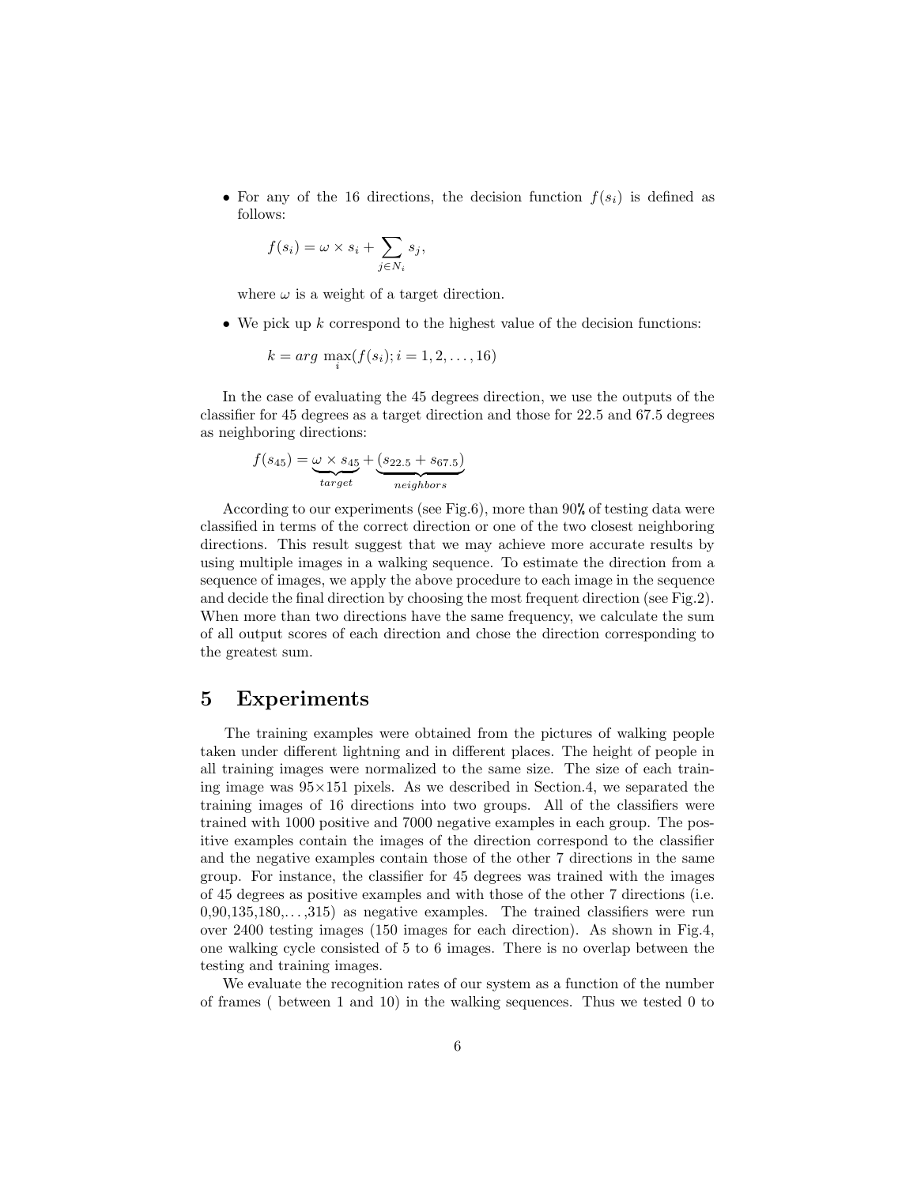- For any of the 16 directions, the decision function $f(s_i)$ is defined as follows:

$$f(s_i) = \omega \times s_i + \sum_{j \in N_i} s_j,$$

where $\omega$ is a weight of a target direction.

- We pick up $k$ correspond to the highest value of the decision functions:

$$k = arg\ \max_i (f(s_i); i = 1, 2, \ldots, 16)$$

In the case of evaluating the 45 degrees direction, we use the outputs of the classifier for 45 degrees as a target direction and those for 22.5 and 67.5 degrees as neighboring directions:

$$f(s_{45}) = \underbrace{\omega \times s_{45}}_{target} + \underbrace{(s_{22.5} + s_{67.5})}_{neighbors}$$

According to our experiments (see Fig.6), more than 90% of testing data were classified in terms of the correct direction or one of the two closest neighboring directions. This result suggest that we may achieve more accurate results by using multiple images in a walking sequence. To estimate the direction from a sequence of images, we apply the above procedure to each image in the sequence and decide the final direction by choosing the most frequent direction (see Fig.2). When more than two directions have the same frequency, we calculate the sum of all output scores of each direction and chose the direction corresponding to the greatest sum.

# 5 Experiments

The training examples were obtained from the pictures of walking people taken under different lightning and in different places. The height of people in all training images were normalized to the same size. The size of each training image was 95×151 pixels. As we described in Section.4, we separated the training images of 16 directions into two groups. All of the classifiers were trained with 1000 positive and 7000 negative examples in each group. The positive examples contain the images of the direction correspond to the classifier and the negative examples contain those of the other 7 directions in the same group. For instance, the classifier for 45 degrees was trained with the images of 45 degrees as positive examples and with those of the other 7 directions (i.e. 0,90,135,180,…,315) as negative examples. The trained classifiers were run over 2400 testing images (150 images for each direction). As shown in Fig.4, one walking cycle consisted of 5 to 6 images. There is no overlap between the testing and training images.

We evaluate the recognition rates of our system as a function of the number of frames ( between 1 and 10) in the walking sequences. Thus we tested 0 to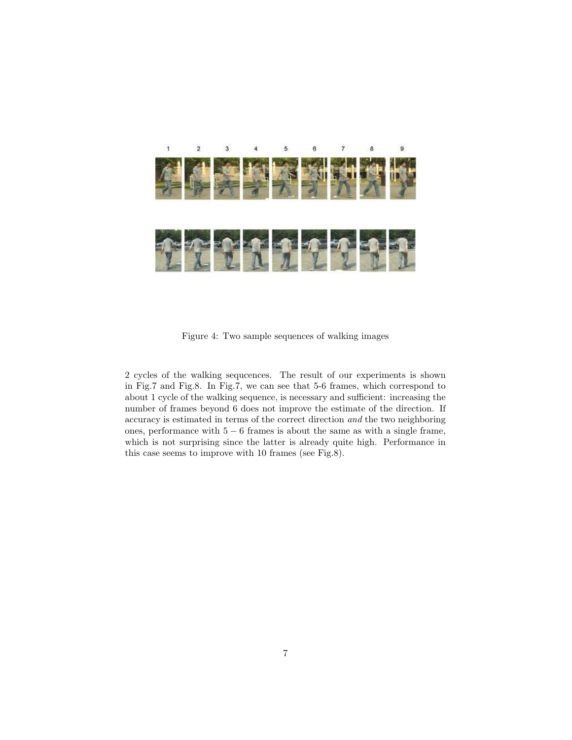Figure 4: Two sample sequences of walking images

2 cycles of the walking sequcences. The result of our experiments is shown in Fig.7 and Fig.8. In Fig.7, we can see that 5-6 frames, which correspond to about 1 cycle of the walking sequence, is necessary and sufficient: increasing the number of frames beyond 6 does not improve the estimate of the direction. If accuracy is estimated in terms of the correct direction *and* the two neighboring ones, performance with $5-6$ frames is about the same as with a single frame, which is not surprising since the latter is already quite high. Performance in this case seems to improve with 10 frames (see Fig.8).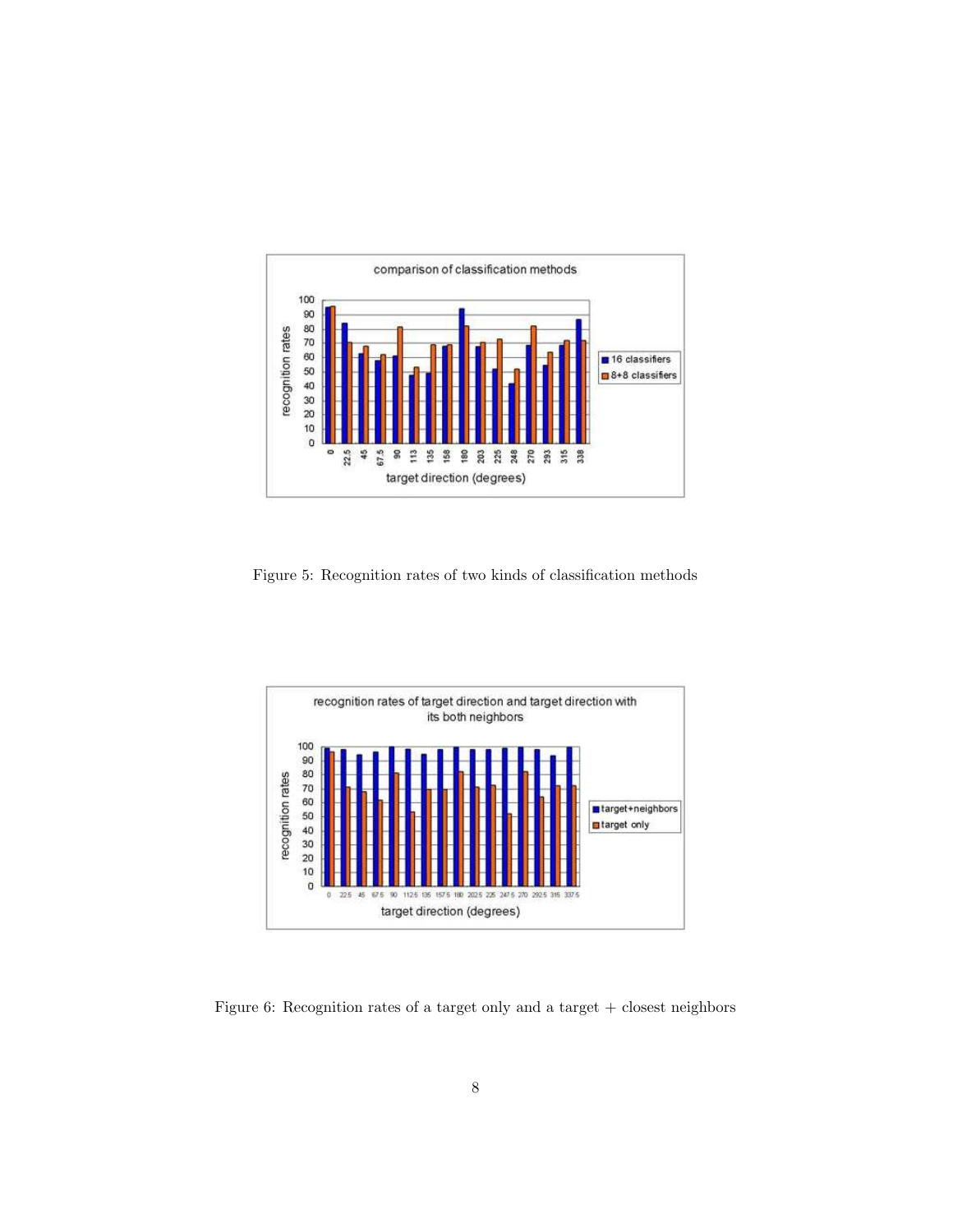Figure 5: Recognition rates of two kinds of classification methods

Figure 6: Recognition rates of a target only and a target + closest neighbors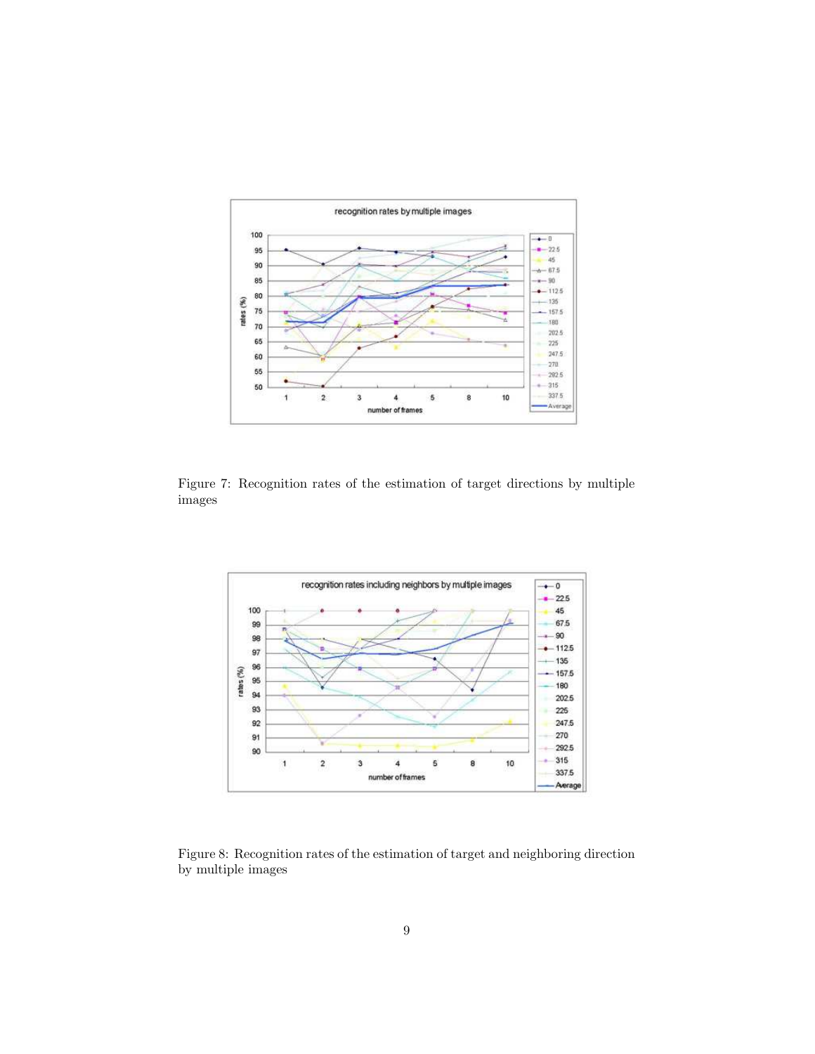Figure 7: Recognition rates of the estimation of target directions by multiple images

Figure 8: Recognition rates of the estimation of target and neighboring direction by multiple images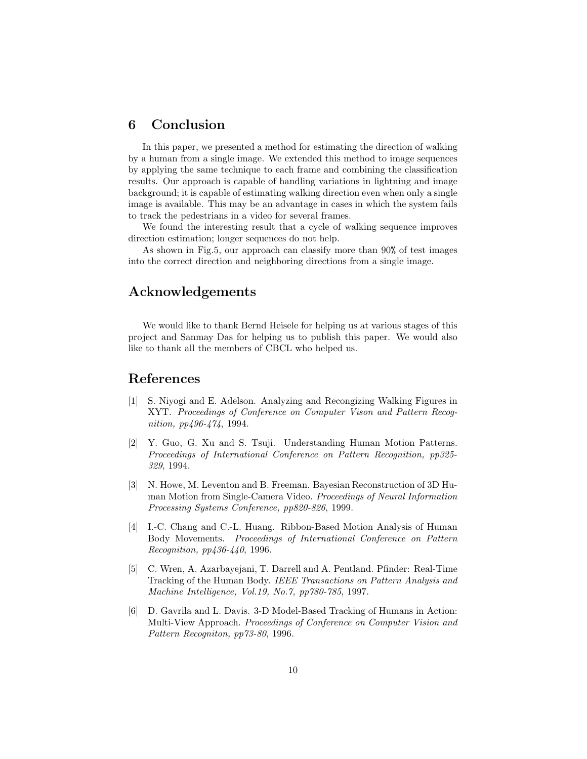## 6 Conclusion

In this paper, we presented a method for estimating the direction of walking by a human from a single image. We extended this method to image sequences by applying the same technique to each frame and combining the classification results. Our approach is capable of handling variations in lightning and image background; it is capable of estimating walking direction even when only a single image is available. This may be an advantage in cases in which the system fails to track the pedestrians in a video for several frames.

We found the interesting result that a cycle of walking sequence improves direction estimation; longer sequences do not help.

As shown in Fig.5, our approach can classify more than 90% of test images into the correct direction and neighboring directions from a single image.

## Acknowledgements

We would like to thank Bernd Heisele for helping us at various stages of this project and Sanmay Das for helping us to publish this paper. We would also like to thank all the members of CBCL who helped us.

## References

[1] S. Niyogi and E. Adelson. Analyzing and Recongizing Walking Figures in XYT. *Proceedings of Conference on Computer Vison and Pattern Recognition, pp496-474*, 1994.

[2] Y. Guo, G. Xu and S. Tsuji. Understanding Human Motion Patterns. *Proceedings of International Conference on Pattern Recognition, pp325-329*, 1994.

[3] N. Howe, M. Leventon and B. Freeman. Bayesian Reconstruction of 3D Human Motion from Single-Camera Video. *Proceedings of Neural Information Processing Systems Conference, pp820-826*, 1999.

[4] I.-C. Chang and C.-L. Huang. Ribbon-Based Motion Analysis of Human Body Movements. *Proceedings of International Conference on Pattern Recognition, pp436-440*, 1996.

[5] C. Wren, A. Azarbayejani, T. Darrell and A. Pentland. Pfinder: Real-Time Tracking of the Human Body. *IEEE Transactions on Pattern Analysis and Machine Intelligence, Vol.19, No.7, pp780-785*, 1997.

[6] D. Gavrila and L. Davis. 3-D Model-Based Tracking of Humans in Action: Multi-View Approach. *Proceedings of Conference on Computer Vision and Pattern Recogniton, pp73-80*, 1996.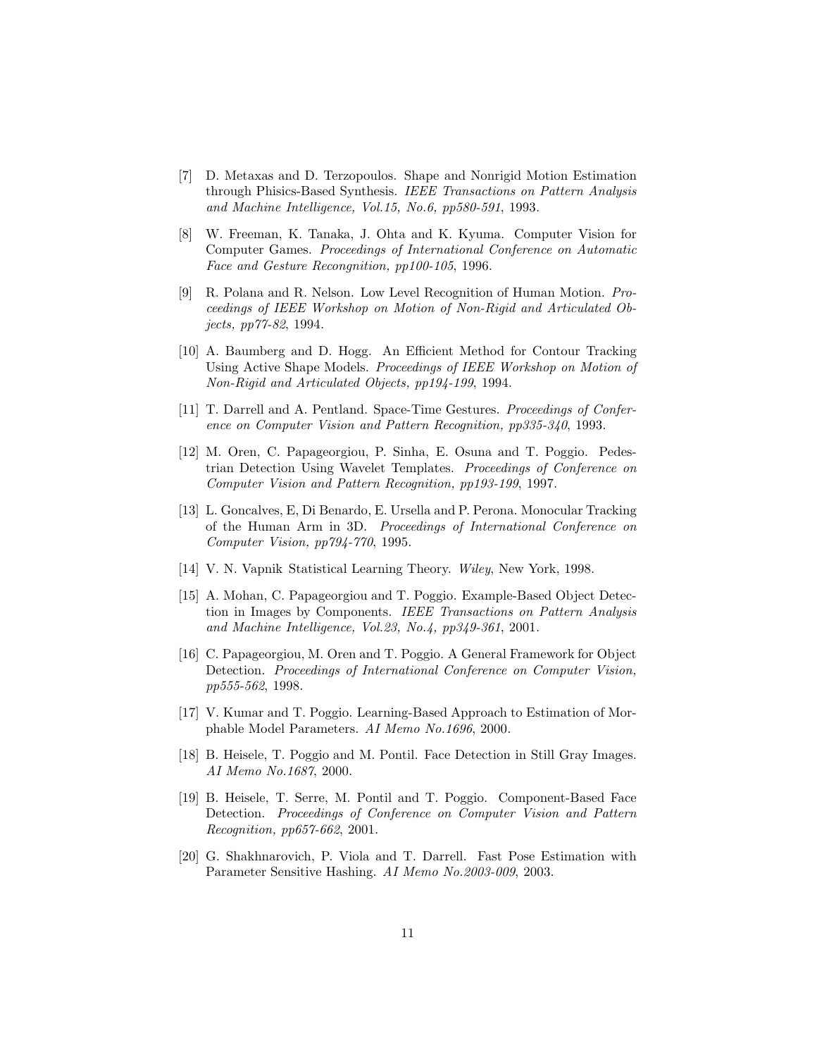[7] D. Metaxas and D. Terzopoulos. Shape and Nonrigid Motion Estimation through Phisics-Based Synthesis. *IEEE Transactions on Pattern Analysis and Machine Intelligence, Vol.15, No.6, pp580-591*, 1993.

[8] W. Freeman, K. Tanaka, J. Ohta and K. Kyuma. Computer Vision for Computer Games. *Proceedings of International Conference on Automatic Face and Gesture Recongnition, pp100-105*, 1996.

[9] R. Polana and R. Nelson. Low Level Recognition of Human Motion. *Proceedings of IEEE Workshop on Motion of Non-Rigid and Articulated Objects, pp77-82*, 1994.

[10] A. Baumberg and D. Hogg. An Efficient Method for Contour Tracking Using Active Shape Models. *Proceedings of IEEE Workshop on Motion of Non-Rigid and Articulated Objects, pp194-199*, 1994.

[11] T. Darrell and A. Pentland. Space-Time Gestures. *Proceedings of Conference on Computer Vision and Pattern Recognition, pp335-340*, 1993.

[12] M. Oren, C. Papageorgiou, P. Sinha, E. Osuna and T. Poggio. Pedestrian Detection Using Wavelet Templates. *Proceedings of Conference on Computer Vision and Pattern Recognition, pp193-199*, 1997.

[13] L. Goncalves, E, Di Benardo, E. Ursella and P. Perona. Monocular Tracking of the Human Arm in 3D. *Proceedings of International Conference on Computer Vision, pp794-770*, 1995.

[14] V. N. Vapnik Statistical Learning Theory. *Wiley*, New York, 1998.

[15] A. Mohan, C. Papageorgiou and T. Poggio. Example-Based Object Detection in Images by Components. *IEEE Transactions on Pattern Analysis and Machine Intelligence, Vol.23, No.4, pp349-361*, 2001.

[16] C. Papageorgiou, M. Oren and T. Poggio. A General Framework for Object Detection. *Proceedings of International Conference on Computer Vision, pp555-562*, 1998.

[17] V. Kumar and T. Poggio. Learning-Based Approach to Estimation of Morphable Model Parameters. *AI Memo No.1696*, 2000.

[18] B. Heisele, T. Poggio and M. Pontil. Face Detection in Still Gray Images. *AI Memo No.1687*, 2000.

[19] B. Heisele, T. Serre, M. Pontil and T. Poggio. Component-Based Face Detection. *Proceedings of Conference on Computer Vision and Pattern Recognition, pp657-662*, 2001.

[20] G. Shakhnarovich, P. Viola and T. Darrell. Fast Pose Estimation with Parameter Sensitive Hashing. *AI Memo No.2003-009*, 2003.